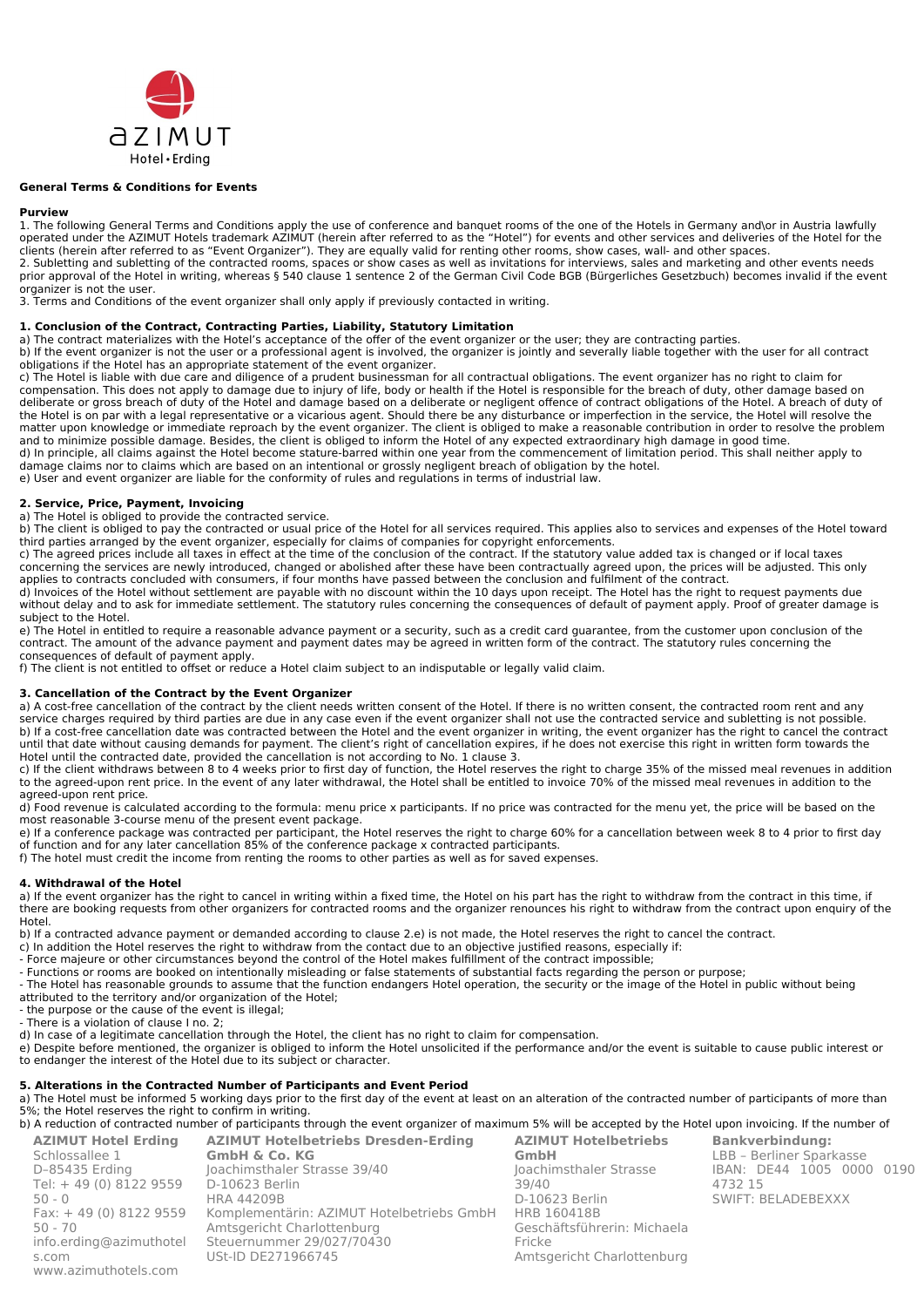**General Terms & Conditions for Events**

**Purview**

1. The following General Terms and Conditions apply the use of conference and banquet rooms of the one of the Hotels in Germany and\or in Austria lawfully operated under the AZIMUT Hotels trademark AZIMUT (herein after referred to as the "Hotel") for events and other services and deliveries of the Hotel for the clients (herein after referred to as "Event Organizer"). They are equally valid for renting other rooms, show cases, wall- and other spaces.
2. Subletting and subletting of the contracted rooms, spaces or show cases as well as invitations for interviews, sales and marketing and other events needs prior approval of the Hotel in writing, whereas § 540 clause 1 sentence 2 of the German Civil Code BGB (Bürgerliches Gesetzbuch) becomes invalid if the event organizer is not the user.
3. Terms and Conditions of the event organizer shall only apply if previously contacted in writing.

**1. Conclusion of the Contract, Contracting Parties, Liability, Statutory Limitation**

a) The contract materializes with the Hotel's acceptance of the offer of the event organizer or the user; they are contracting parties.
b) If the event organizer is not the user or a professional agent is involved, the organizer is jointly and severally liable together with the user for all contract obligations if the Hotel has an appropriate statement of the event organizer.
c) The Hotel is liable with due care and diligence of a prudent businessman for all contractual obligations. The event organizer has no right to claim for compensation. This does not apply to damage due to injury of life, body or health if the Hotel is responsible for the breach of duty, other damage based on deliberate or gross breach of duty of the Hotel and damage based on a deliberate or negligent offence of contract obligations of the Hotel. A breach of duty of the Hotel is on par with a legal representative or a vicarious agent. Should there be any disturbance or imperfection in the service, the Hotel will resolve the matter upon knowledge or immediate reproach by the event organizer. The client is obliged to make a reasonable contribution in order to resolve the problem and to minimize possible damage. Besides, the client is obliged to inform the Hotel of any expected extraordinary high damage in good time.
d) In principle, all claims against the Hotel become stature-barred within one year from the commencement of limitation period. This shall neither apply to damage claims nor to claims which are based on an intentional or grossly negligent breach of obligation by the hotel.
e) User and event organizer are liable for the conformity of rules and regulations in terms of industrial law.

**2. Service, Price, Payment, Invoicing**

a) The Hotel is obliged to provide the contracted service.
b) The client is obliged to pay the contracted or usual price of the Hotel for all services required. This applies also to services and expenses of the Hotel toward third parties arranged by the event organizer, especially for claims of companies for copyright enforcements.
c) The agreed prices include all taxes in effect at the time of the conclusion of the contract. If the statutory value added tax is changed or if local taxes concerning the services are newly introduced, changed or abolished after these have been contractually agreed upon, the prices will be adjusted. This only applies to contracts concluded with consumers, if four months have passed between the conclusion and fulfilment of the contract.
d) Invoices of the Hotel without settlement are payable with no discount within the 10 days upon receipt. The Hotel has the right to request payments due without delay and to ask for immediate settlement. The statutory rules concerning the consequences of default of payment apply. Proof of greater damage is subject to the Hotel.
e) The Hotel in entitled to require a reasonable advance payment or a security, such as a credit card guarantee, from the customer upon conclusion of the contract. The amount of the advance payment and payment dates may be agreed in written form of the contract. The statutory rules concerning the consequences of default of payment apply.
f) The client is not entitled to offset or reduce a Hotel claim subject to an indisputable or legally valid claim.

**3. Cancellation of the Contract by the Event Organizer**

a) A cost-free cancellation of the contract by the client needs written consent of the Hotel. If there is no written consent, the contracted room rent and any service charges required by third parties are due in any case even if the event organizer shall not use the contracted service and subletting is not possible.
b) If a cost-free cancellation date was contracted between the Hotel and the event organizer in writing, the event organizer has the right to cancel the contract until that date without causing demands for payment. The client's right of cancellation expires, if he does not exercise this right in written form towards the Hotel until the contracted date, provided the cancellation is not according to No. 1 clause 3.
c) If the client withdraws between 8 to 4 weeks prior to first day of function, the Hotel reserves the right to charge 35% of the missed meal revenues in addition to the agreed-upon rent price. In the event of any later withdrawal, the Hotel shall be entitled to invoice 70% of the missed meal revenues in addition to the agreed-upon rent price.
d) Food revenue is calculated according to the formula: menu price x participants. If no price was contracted for the menu yet, the price will be based on the most reasonable 3-course menu of the present event package.
e) If a conference package was contracted per participant, the Hotel reserves the right to charge 60% for a cancellation between week 8 to 4 prior to first day of function and for any later cancellation 85% of the conference package x contracted participants.
f) The hotel must credit the income from renting the rooms to other parties as well as for saved expenses.

**4. Withdrawal of the Hotel**

a) If the event organizer has the right to cancel in writing within a fixed time, the Hotel on his part has the right to withdraw from the contract in this time, if there are booking requests from other organizers for contracted rooms and the organizer renounces his right to withdraw from the contract upon enquiry of the Hotel.
b) If a contracted advance payment or demanded according to clause 2.e) is not made, the Hotel reserves the right to cancel the contract.
c) In addition the Hotel reserves the right to withdraw from the contact due to an objective justified reasons, especially if:
- Force majeure or other circumstances beyond the control of the Hotel makes fulfillment of the contract impossible;
- Functions or rooms are booked on intentionally misleading or false statements of substantial facts regarding the person or purpose;
- The Hotel has reasonable grounds to assume that the function endangers Hotel operation, the security or the image of the Hotel in public without being attributed to the territory and/or organization of the Hotel;
- the purpose or the cause of the event is illegal;
- There is a violation of clause I no. 2;

d) In case of a legitimate cancellation through the Hotel, the client has no right to claim for compensation.
e) Despite before mentioned, the organizer is obliged to inform the Hotel unsolicited if the performance and/or the event is suitable to cause public interest or to endanger the interest of the Hotel due to its subject or character.

**5. Alterations in the Contracted Number of Participants and Event Period**

a) The Hotel must be informed 5 working days prior to the first day of the event at least on an alteration of the contracted number of participants of more than 5%; the Hotel reserves the right to confirm in writing.
b) A reduction of contracted number of participants through the event organizer of maximum 5% will be accepted by the Hotel upon invoicing. If the number of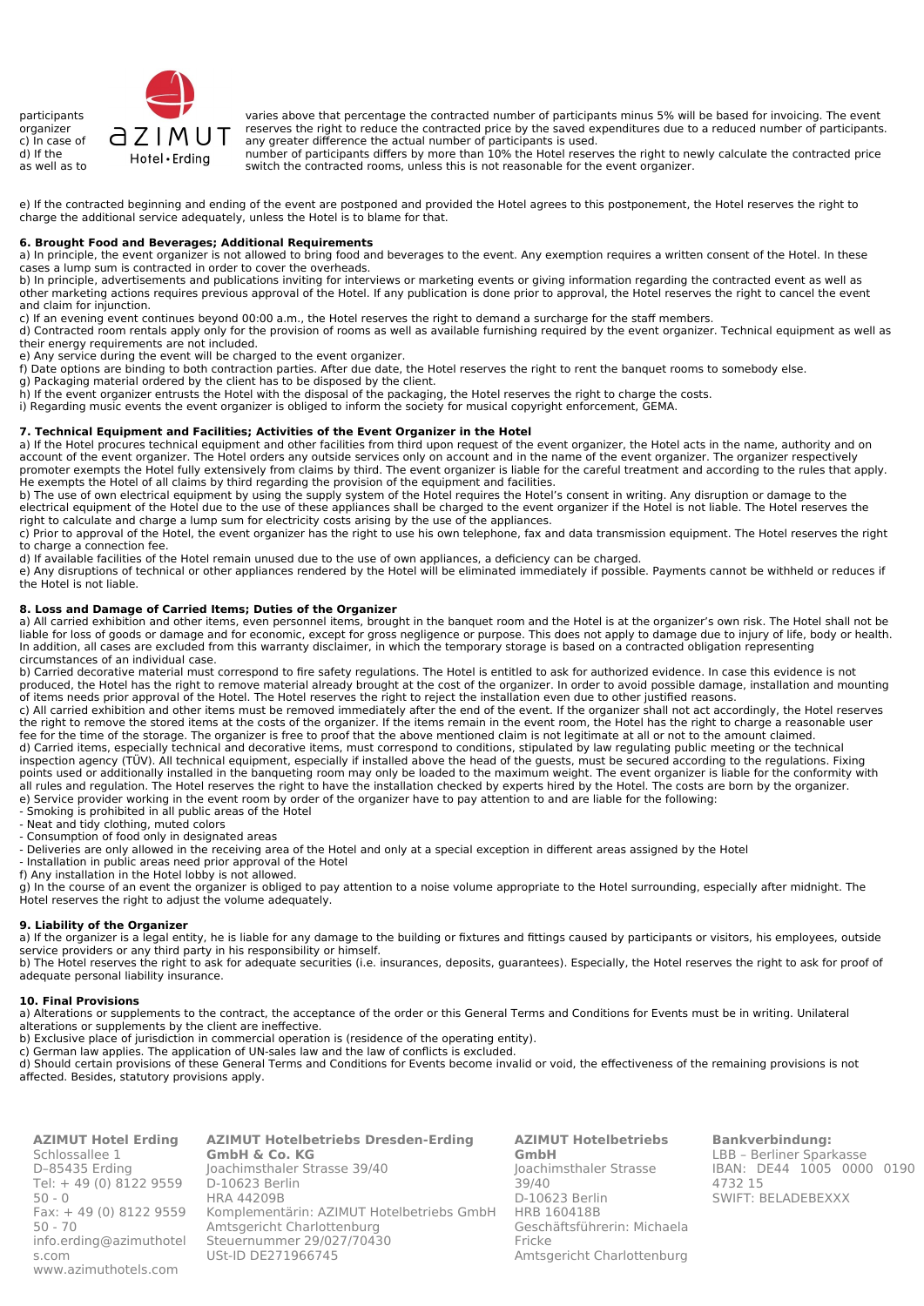participants varies above that percentage the contracted number of participants minus 5% will be based for invoicing. The event organizer reserves the right to reduce the contracted price by the saved expenditures due to a reduced number of participants.
c) In case of any greater difference the actual number of participants is used.
d) If the number of participants differs by more than 10% the Hotel reserves the right to newly calculate the contracted price as well as to switch the contracted rooms, unless this is not reasonable for the event organizer.

e) If the contracted beginning and ending of the event are postponed and provided the Hotel agrees to this postponement, the Hotel reserves the right to charge the additional service adequately, unless the Hotel is to blame for that.

**6. Brought Food and Beverages; Additional Requirements**

a) In principle, the event organizer is not allowed to bring food and beverages to the event. Any exemption requires a written consent of the Hotel. In these cases a lump sum is contracted in order to cover the overheads.
b) In principle, advertisements and publications inviting for interviews or marketing events or giving information regarding the contracted event as well as other marketing actions requires previous approval of the Hotel. If any publication is done prior to approval, the Hotel reserves the right to cancel the event and claim for injunction.
c) If an evening event continues beyond 00:00 a.m., the Hotel reserves the right to demand a surcharge for the staff members.
d) Contracted room rentals apply only for the provision of rooms as well as available furnishing required by the event organizer. Technical equipment as well as their energy requirements are not included.
e) Any service during the event will be charged to the event organizer.
f) Date options are binding to both contraction parties. After due date, the Hotel reserves the right to rent the banquet rooms to somebody else.
g) Packaging material ordered by the client has to be disposed by the client.
h) If the event organizer entrusts the Hotel with the disposal of the packaging, the Hotel reserves the right to charge the costs.
i) Regarding music events the event organizer is obliged to inform the society for musical copyright enforcement, GEMA.

**7. Technical Equipment and Facilities; Activities of the Event Organizer in the Hotel**

a) If the Hotel procures technical equipment and other facilities from third upon request of the event organizer, the Hotel acts in the name, authority and on account of the event organizer. The Hotel orders any outside services only on account and in the name of the event organizer. The organizer respectively promoter exempts the Hotel fully extensively from claims by third. The event organizer is liable for the careful treatment and according to the rules that apply. He exempts the Hotel of all claims by third regarding the provision of the equipment and facilities.
b) The use of own electrical equipment by using the supply system of the Hotel requires the Hotel's consent in writing. Any disruption or damage to the electrical equipment of the Hotel due to the use of these appliances shall be charged to the event organizer if the Hotel is not liable. The Hotel reserves the right to calculate and charge a lump sum for electricity costs arising by the use of the appliances.
c) Prior to approval of the Hotel, the event organizer has the right to use his own telephone, fax and data transmission equipment. The Hotel reserves the right to charge a connection fee.
d) If available facilities of the Hotel remain unused due to the use of own appliances, a deficiency can be charged.
e) Any disruptions of technical or other appliances rendered by the Hotel will be eliminated immediately if possible. Payments cannot be withheld or reduces if the Hotel is not liable.

**8. Loss and Damage of Carried Items; Duties of the Organizer**

a) All carried exhibition and other items, even personnel items, brought in the banquet room and the Hotel is at the organizer's own risk. The Hotel shall not be liable for loss of goods or damage and for economic, except for gross negligence or purpose. This does not apply to damage due to injury of life, body or health. In addition, all cases are excluded from this warranty disclaimer, in which the temporary storage is based on a contracted obligation representing circumstances of an individual case.
b) Carried decorative material must correspond to fire safety regulations. The Hotel is entitled to ask for authorized evidence. In case this evidence is not produced, the Hotel has the right to remove material already brought at the cost of the organizer. In order to avoid possible damage, installation and mounting of items needs prior approval of the Hotel. The Hotel reserves the right to reject the installation even due to other justified reasons.
c) All carried exhibition and other items must be removed immediately after the end of the event. If the organizer shall not act accordingly, the Hotel reserves the right to remove the stored items at the costs of the organizer. If the items remain in the event room, the Hotel has the right to charge a reasonable user fee for the time of the storage. The organizer is free to proof that the above mentioned claim is not legitimate at all or not to the amount claimed.
d) Carried items, especially technical and decorative items, must correspond to conditions, stipulated by law regulating public meeting or the technical inspection agency (TÜV). All technical equipment, especially if installed above the head of the guests, must be secured according to the regulations. Fixing points used or additionally installed in the banqueting room may only be loaded to the maximum weight. The event organizer is liable for the conformity with all rules and regulation. The Hotel reserves the right to have the installation checked by experts hired by the Hotel. The costs are born by the organizer.
e) Service provider working in the event room by order of the organizer have to pay attention to and are liable for the following:

- Smoking is prohibited in all public areas of the Hotel
- Neat and tidy clothing, muted colors
- Consumption of food only in designated areas
- Deliveries are only allowed in the receiving area of the Hotel and only at a special exception in different areas assigned by the Hotel
- Installation in public areas need prior approval of the Hotel

f) Any installation in the Hotel lobby is not allowed.
g) In the course of an event the organizer is obliged to pay attention to a noise volume appropriate to the Hotel surrounding, especially after midnight. The Hotel reserves the right to adjust the volume adequately.

**9. Liability of the Organizer**

a) If the organizer is a legal entity, he is liable for any damage to the building or fixtures and fittings caused by participants or visitors, his employees, outside service providers or any third party in his responsibility or himself.
b) The Hotel reserves the right to ask for adequate securities (i.e. insurances, deposits, guarantees). Especially, the Hotel reserves the right to ask for proof of adequate personal liability insurance.

**10. Final Provisions**

a) Alterations or supplements to the contract, the acceptance of the order or this General Terms and Conditions for Events must be in writing. Unilateral alterations or supplements by the client are ineffective.
b) Exclusive place of jurisdiction in commercial operation is (residence of the operating entity).
c) German law applies. The application of UN-sales law and the law of conflicts is excluded.
d) Should certain provisions of these General Terms and Conditions for Events become invalid or void, the effectiveness of the remaining provisions is not affected. Besides, statutory provisions apply.

**AZIMUT Hotel Erding**
Schlossallee 1
D–85435 Erding
Tel: + 49 (0) 8122 9559 50 - 0
Fax: + 49 (0) 8122 9559 50 - 70
info.erding@azimuthotels.com
www.azimuthotels.com

**AZIMUT Hotelbetriebs Dresden-Erding GmbH & Co. KG**
Joachimsthaler Strasse 39/40
D-10623 Berlin
HRA 44209B
Komplementärin: AZIMUT Hotelbetriebs GmbH
Amtsgericht Charlottenburg
Steuernummer 29/027/70430
USt-ID DE271966745

**AZIMUT Hotelbetriebs GmbH**
Joachimsthaler Strasse 39/40
D-10623 Berlin
HRB 160418B
Geschäftsführerin: Michaela Fricke
Amtsgericht Charlottenburg

**Bankverbindung:**
LBB – Berliner Sparkasse
IBAN: DE44 1005 0000 0190 4732 15
SWIFT: BELADEBEXXX